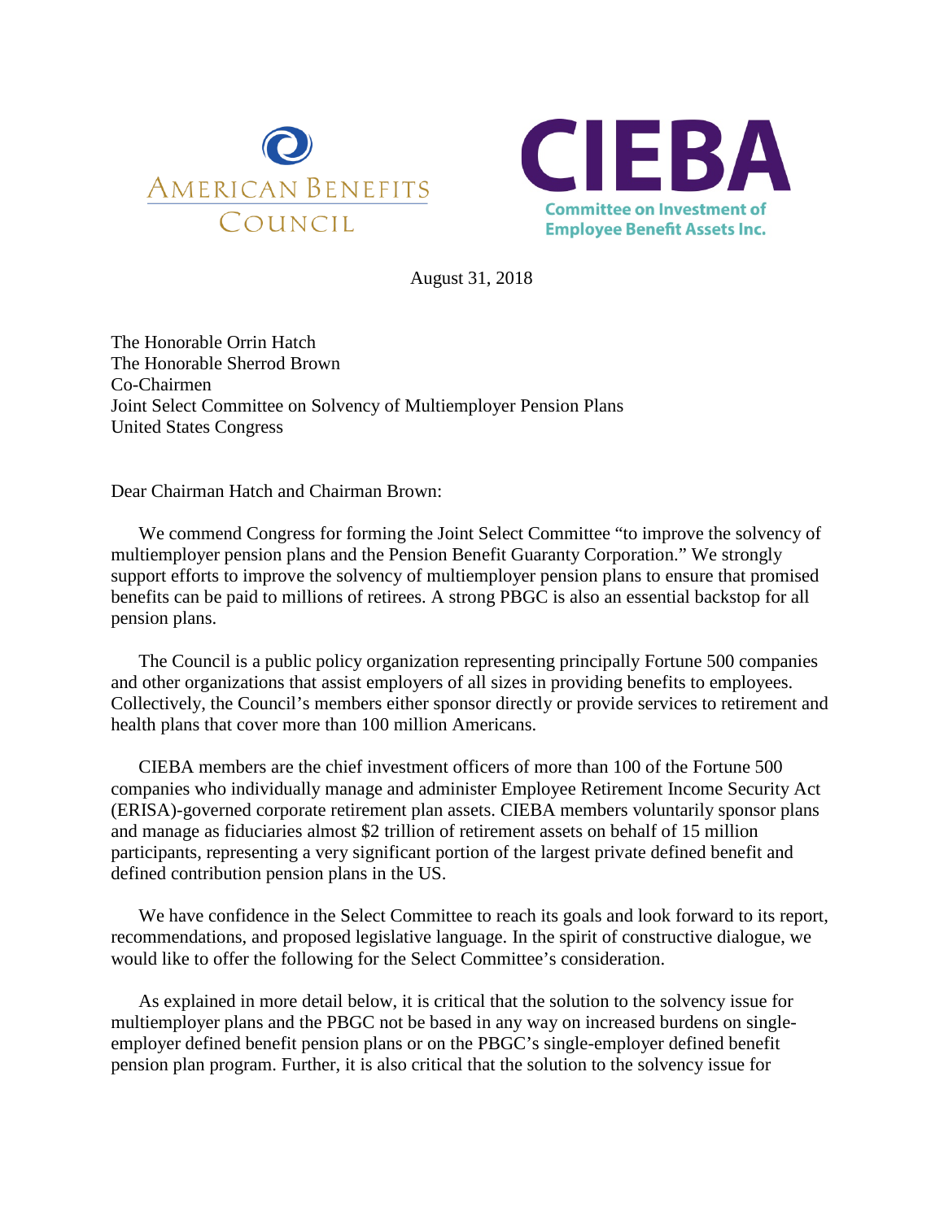AMERICAN BENEFITS COUNCIL

CIEBA
Committee on Investment of Employee Benefit Assets Inc.

August 31, 2018

The Honorable Orrin Hatch
The Honorable Sherrod Brown
Co-Chairmen
Joint Select Committee on Solvency of Multiemployer Pension Plans
United States Congress

Dear Chairman Hatch and Chairman Brown:

We commend Congress for forming the Joint Select Committee "to improve the solvency of multiemployer pension plans and the Pension Benefit Guaranty Corporation." We strongly support efforts to improve the solvency of multiemployer pension plans to ensure that promised benefits can be paid to millions of retirees. A strong PBGC is also an essential backstop for all pension plans.

The Council is a public policy organization representing principally Fortune 500 companies and other organizations that assist employers of all sizes in providing benefits to employees. Collectively, the Council's members either sponsor directly or provide services to retirement and health plans that cover more than 100 million Americans.

CIEBA members are the chief investment officers of more than 100 of the Fortune 500 companies who individually manage and administer Employee Retirement Income Security Act (ERISA)-governed corporate retirement plan assets. CIEBA members voluntarily sponsor plans and manage as fiduciaries almost $2 trillion of retirement assets on behalf of 15 million participants, representing a very significant portion of the largest private defined benefit and defined contribution pension plans in the US.

We have confidence in the Select Committee to reach its goals and look forward to its report, recommendations, and proposed legislative language. In the spirit of constructive dialogue, we would like to offer the following for the Select Committee's consideration.

As explained in more detail below, it is critical that the solution to the solvency issue for multiemployer plans and the PBGC not be based in any way on increased burdens on single-employer defined benefit pension plans or on the PBGC's single-employer defined benefit pension plan program. Further, it is also critical that the solution to the solvency issue for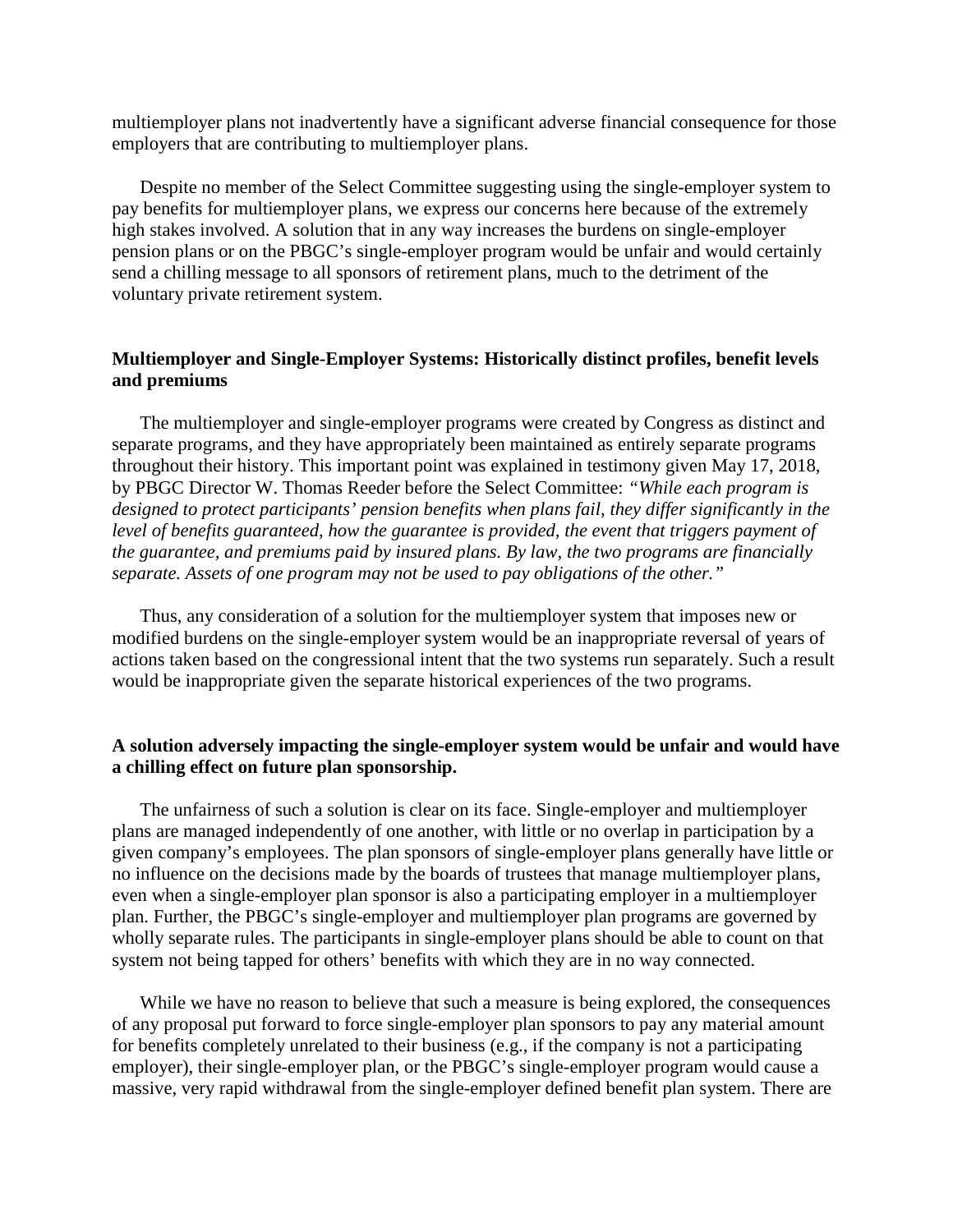multiemployer plans not inadvertently have a significant adverse financial consequence for those employers that are contributing to multiemployer plans.

Despite no member of the Select Committee suggesting using the single-employer system to pay benefits for multiemployer plans, we express our concerns here because of the extremely high stakes involved. A solution that in any way increases the burdens on single-employer pension plans or on the PBGC's single-employer program would be unfair and would certainly send a chilling message to all sponsors of retirement plans, much to the detriment of the voluntary private retirement system.

**Multiemployer and Single-Employer Systems: Historically distinct profiles, benefit levels and premiums**

The multiemployer and single-employer programs were created by Congress as distinct and separate programs, and they have appropriately been maintained as entirely separate programs throughout their history. This important point was explained in testimony given May 17, 2018, by PBGC Director W. Thomas Reeder before the Select Committee: *"While each program is designed to protect participants' pension benefits when plans fail, they differ significantly in the level of benefits guaranteed, how the guarantee is provided, the event that triggers payment of the guarantee, and premiums paid by insured plans. By law, the two programs are financially separate. Assets of one program may not be used to pay obligations of the other."*

Thus, any consideration of a solution for the multiemployer system that imposes new or modified burdens on the single-employer system would be an inappropriate reversal of years of actions taken based on the congressional intent that the two systems run separately. Such a result would be inappropriate given the separate historical experiences of the two programs.

**A solution adversely impacting the single-employer system would be unfair and would have a chilling effect on future plan sponsorship.**

The unfairness of such a solution is clear on its face. Single-employer and multiemployer plans are managed independently of one another, with little or no overlap in participation by a given company's employees. The plan sponsors of single-employer plans generally have little or no influence on the decisions made by the boards of trustees that manage multiemployer plans, even when a single-employer plan sponsor is also a participating employer in a multiemployer plan. Further, the PBGC's single-employer and multiemployer plan programs are governed by wholly separate rules. The participants in single-employer plans should be able to count on that system not being tapped for others' benefits with which they are in no way connected.

While we have no reason to believe that such a measure is being explored, the consequences of any proposal put forward to force single-employer plan sponsors to pay any material amount for benefits completely unrelated to their business (e.g., if the company is not a participating employer), their single-employer plan, or the PBGC's single-employer program would cause a massive, very rapid withdrawal from the single-employer defined benefit plan system. There are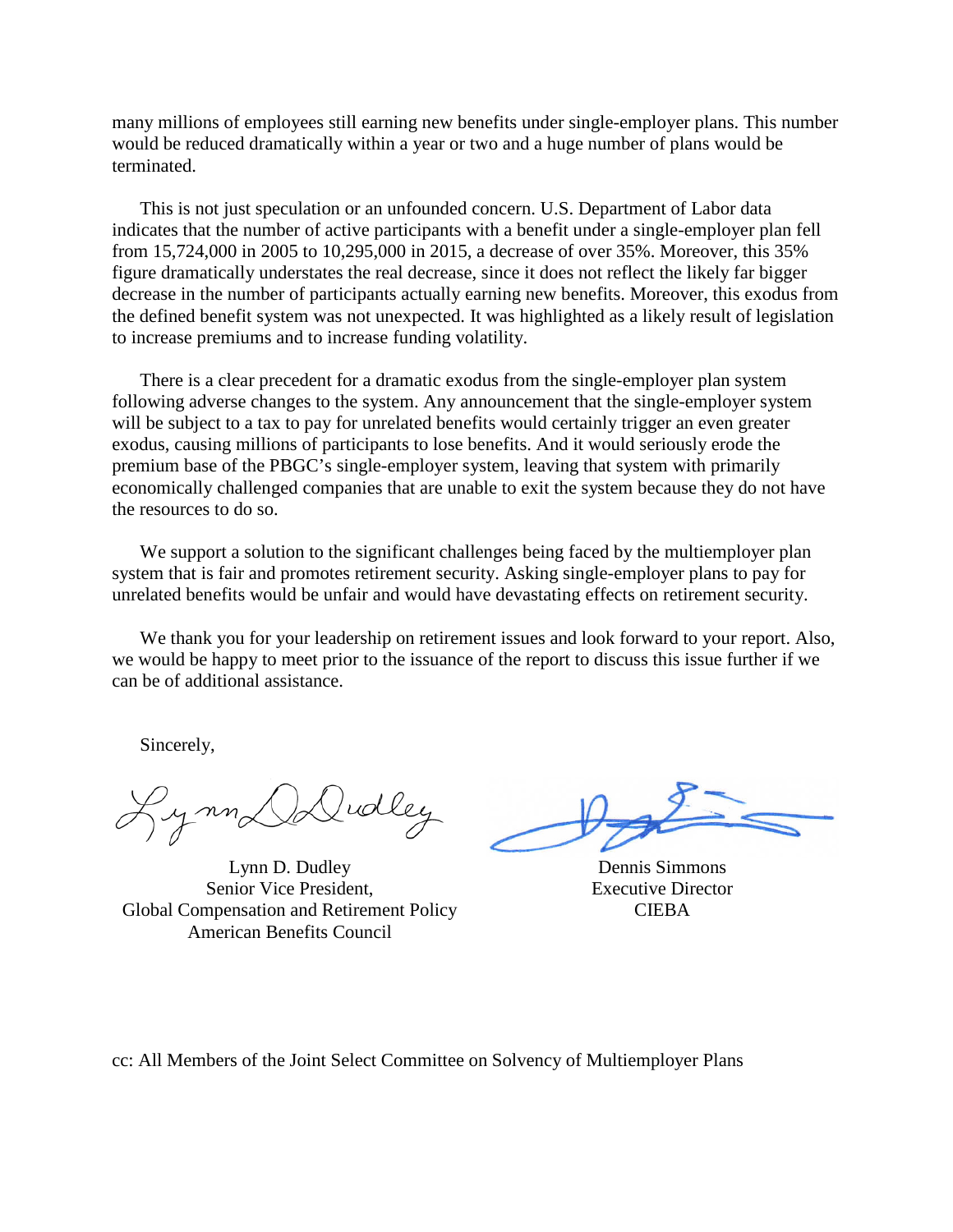many millions of employees still earning new benefits under single-employer plans. This number would be reduced dramatically within a year or two and a huge number of plans would be terminated.

This is not just speculation or an unfounded concern. U.S. Department of Labor data indicates that the number of active participants with a benefit under a single-employer plan fell from 15,724,000 in 2005 to 10,295,000 in 2015, a decrease of over 35%. Moreover, this 35% figure dramatically understates the real decrease, since it does not reflect the likely far bigger decrease in the number of participants actually earning new benefits. Moreover, this exodus from the defined benefit system was not unexpected. It was highlighted as a likely result of legislation to increase premiums and to increase funding volatility.

There is a clear precedent for a dramatic exodus from the single-employer plan system following adverse changes to the system. Any announcement that the single-employer system will be subject to a tax to pay for unrelated benefits would certainly trigger an even greater exodus, causing millions of participants to lose benefits. And it would seriously erode the premium base of the PBGC's single-employer system, leaving that system with primarily economically challenged companies that are unable to exit the system because they do not have the resources to do so.

We support a solution to the significant challenges being faced by the multiemployer plan system that is fair and promotes retirement security. Asking single-employer plans to pay for unrelated benefits would be unfair and would have devastating effects on retirement security.

We thank you for your leadership on retirement issues and look forward to your report. Also, we would be happy to meet prior to the issuance of the report to discuss this issue further if we can be of additional assistance.

Sincerely,

Lynn D. Dudley
Senior Vice President,
Global Compensation and Retirement Policy
American Benefits Council

Dennis Simmons
Executive Director
CIEBA

cc: All Members of the Joint Select Committee on Solvency of Multiemployer Plans